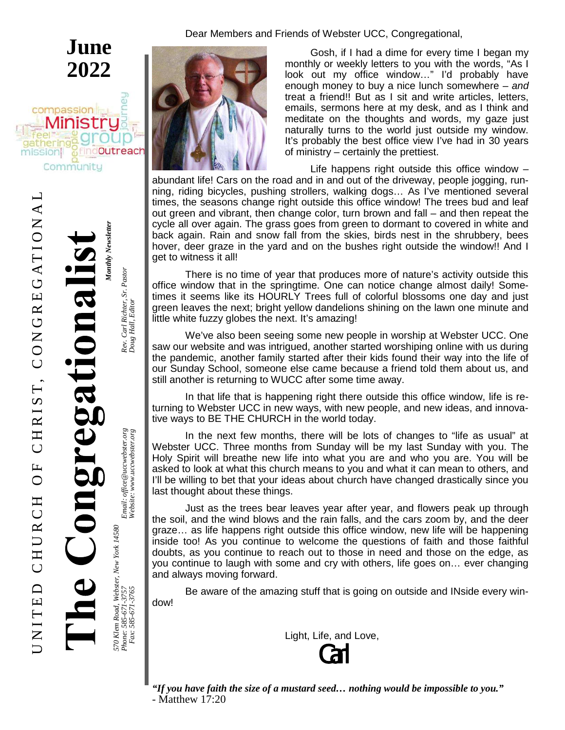# June 2022

# The Congregationalist

UNITED CHURCH OF CHRIST, CONGREGATIONAL

*Monthly Newsletter*

*Rev. Carl Richter, Sr. Pastor*
*Doug Hall, Editor*

*570 Klem Road, Webster, New York 14580*
*Phone: 585-671-3757*
*Fax: 585-671-3765*

*Email: office@uccwebster.org*
*Website: www.uccwebster.org*

Dear Members and Friends of Webster UCC, Congregational,

Gosh, if I had a dime for every time I began my monthly or weekly letters to you with the words, "As I look out my office window…" I'd probably have enough money to buy a nice lunch somewhere – *and* treat a friend!! But as I sit and write articles, letters, emails, sermons here at my desk, and as I think and meditate on the thoughts and words, my gaze just naturally turns to the world just outside my window. It's probably the best office view I've had in 30 years of ministry – certainly the prettiest.

Life happens right outside this office window – abundant life! Cars on the road and in and out of the driveway, people jogging, running, riding bicycles, pushing strollers, walking dogs… As I've mentioned several times, the seasons change right outside this office window! The trees bud and leaf out green and vibrant, then change color, turn brown and fall – and then repeat the cycle all over again. The grass goes from green to dormant to covered in white and back again. Rain and snow fall from the skies, birds nest in the shrubbery, bees hover, deer graze in the yard and on the bushes right outside the window!! And I get to witness it all!

There is no time of year that produces more of nature's activity outside this office window that in the springtime. One can notice change almost daily! Sometimes it seems like its HOURLY Trees full of colorful blossoms one day and just green leaves the next; bright yellow dandelions shining on the lawn one minute and little white fuzzy globes the next. It's amazing!

We've also been seeing some new people in worship at Webster UCC. One saw our website and was intrigued, another started worshiping online with us during the pandemic, another family started after their kids found their way into the life of our Sunday School, someone else came because a friend told them about us, and still another is returning to WUCC after some time away.

In that life that is happening right there outside this office window, life is returning to Webster UCC in new ways, with new people, and new ideas, and innovative ways to BE THE CHURCH in the world today.

In the next few months, there will be lots of changes to "life as usual" at Webster UCC. Three months from Sunday will be my last Sunday with you. The Holy Spirit will breathe new life into what you are and who you are. You will be asked to look at what this church means to you and what it can mean to others, and I'll be willing to bet that your ideas about church have changed drastically since you last thought about these things.

Just as the trees bear leaves year after year, and flowers peak up through the soil, and the wind blows and the rain falls, and the cars zoom by, and the deer graze… as life happens right outside this office window, new life will be happening inside too! As you continue to welcome the questions of faith and those faithful doubts, as you continue to reach out to those in need and those on the edge, as you continue to laugh with some and cry with others, life goes on… ever changing and always moving forward.

Be aware of the amazing stuff that is going on outside and INside every window!

Light, Life, and Love,

Carl

***"If you have faith the size of a mustard seed… nothing would be impossible to you."***
- Matthew 17:20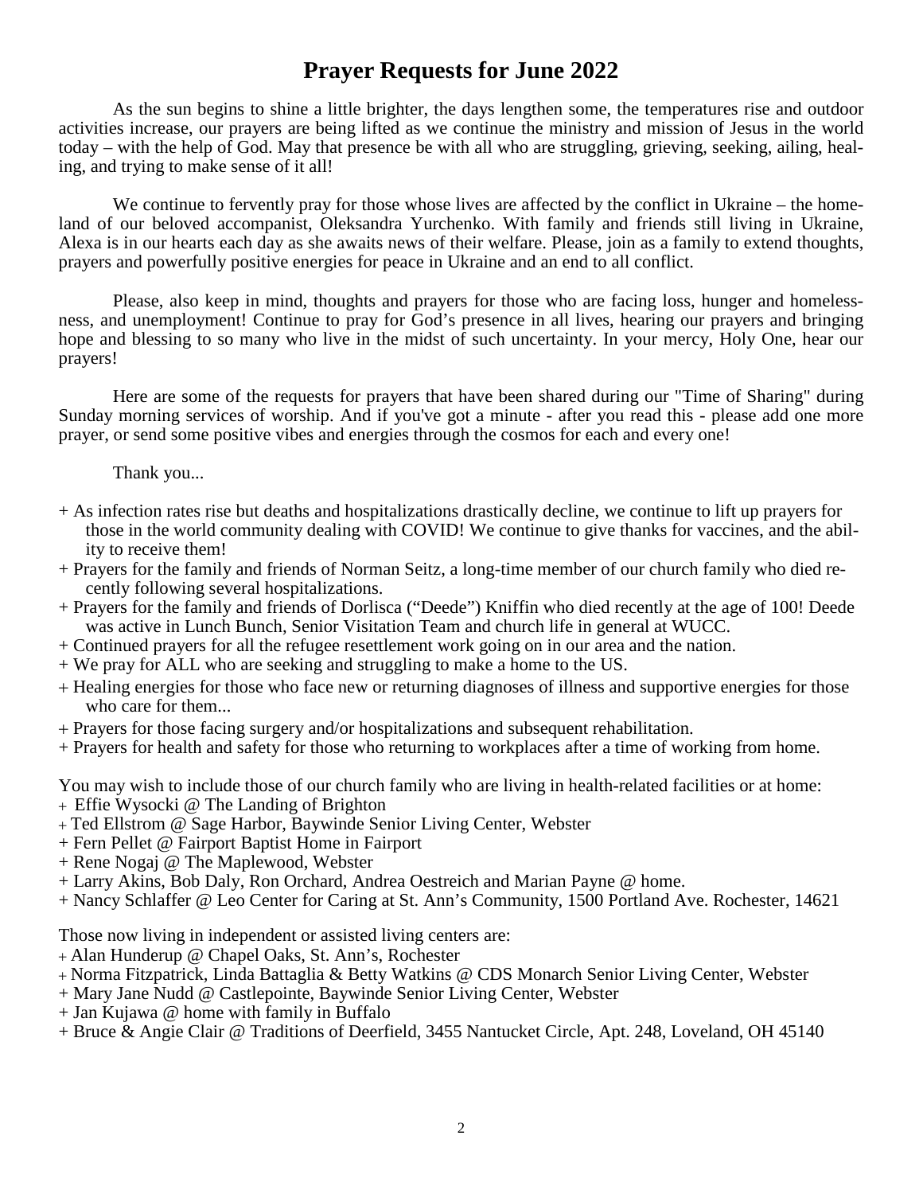# Prayer Requests for June 2022

As the sun begins to shine a little brighter, the days lengthen some, the temperatures rise and outdoor activities increase, our prayers are being lifted as we continue the ministry and mission of Jesus in the world today – with the help of God. May that presence be with all who are struggling, grieving, seeking, ailing, healing, and trying to make sense of it all!

We continue to fervently pray for those whose lives are affected by the conflict in Ukraine – the homeland of our beloved accompanist, Oleksandra Yurchenko. With family and friends still living in Ukraine, Alexa is in our hearts each day as she awaits news of their welfare. Please, join as a family to extend thoughts, prayers and powerfully positive energies for peace in Ukraine and an end to all conflict.

Please, also keep in mind, thoughts and prayers for those who are facing loss, hunger and homelessness, and unemployment! Continue to pray for God's presence in all lives, hearing our prayers and bringing hope and blessing to so many who live in the midst of such uncertainty. In your mercy, Holy One, hear our prayers!

Here are some of the requests for prayers that have been shared during our "Time of Sharing" during Sunday morning services of worship. And if you've got a minute - after you read this - please add one more prayer, or send some positive vibes and energies through the cosmos for each and every one!

Thank you...

+ As infection rates rise but deaths and hospitalizations drastically decline, we continue to lift up prayers for those in the world community dealing with COVID! We continue to give thanks for vaccines, and the ability to receive them!
+ Prayers for the family and friends of Norman Seitz, a long-time member of our church family who died recently following several hospitalizations.
+ Prayers for the family and friends of Dorlisca ("Deede") Kniffin who died recently at the age of 100! Deede was active in Lunch Bunch, Senior Visitation Team and church life in general at WUCC.
+ Continued prayers for all the refugee resettlement work going on in our area and the nation.
+ We pray for ALL who are seeking and struggling to make a home to the US.
+ Healing energies for those who face new or returning diagnoses of illness and supportive energies for those who care for them...
+ Prayers for those facing surgery and/or hospitalizations and subsequent rehabilitation.
+ Prayers for health and safety for those who returning to workplaces after a time of working from home.

You may wish to include those of our church family who are living in health-related facilities or at home:

+ Effie Wysocki @ The Landing of Brighton
+ Ted Ellstrom @ Sage Harbor, Baywinde Senior Living Center, Webster
+ Fern Pellet @ Fairport Baptist Home in Fairport
+ Rene Nogaj @ The Maplewood, Webster
+ Larry Akins, Bob Daly, Ron Orchard, Andrea Oestreich and Marian Payne @ home.
+ Nancy Schlaffer @ Leo Center for Caring at St. Ann's Community, 1500 Portland Ave. Rochester, 14621

Those now living in independent or assisted living centers are:

+ Alan Hunderup @ Chapel Oaks, St. Ann's, Rochester
+ Norma Fitzpatrick, Linda Battaglia & Betty Watkins @ CDS Monarch Senior Living Center, Webster
+ Mary Jane Nudd @ Castlepointe, Baywinde Senior Living Center, Webster
+ Jan Kujawa @ home with family in Buffalo
+ Bruce & Angie Clair @ Traditions of Deerfield, 3455 Nantucket Circle, Apt. 248, Loveland, OH 45140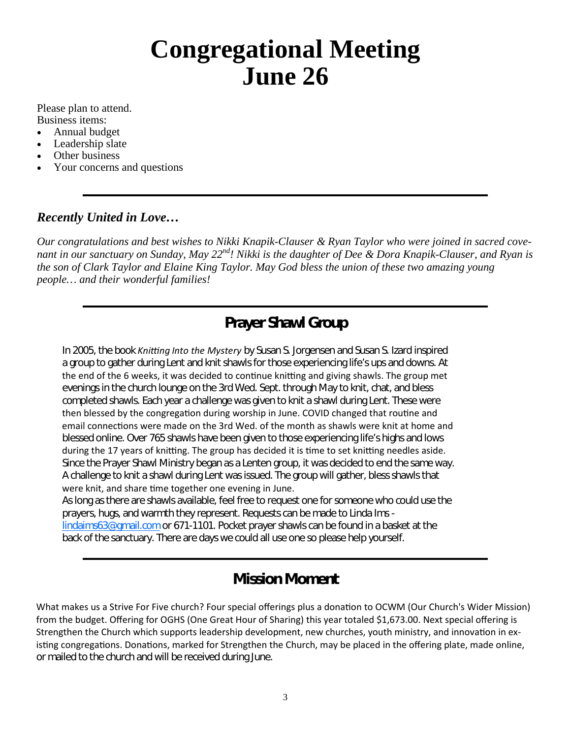# Congregational Meeting June 26

Please plan to attend.
Business items:

- Annual budget
- Leadership slate
- Other business
- Your concerns and questions

---

### *Recently United in Love…*

*Our congratulations and best wishes to Nikki Knapik-Clauser & Ryan Taylor who were joined in sacred covenant in our sanctuary on Sunday, May 22nd! Nikki is the daughter of Dee & Dora Knapik-Clauser, and Ryan is the son of Clark Taylor and Elaine King Taylor. May God bless the union of these two amazing young people… and their wonderful families!*

---

## Prayer Shawl Group

In 2005, the book *Knitting Into the Mystery* by Susan S. Jorgensen and Susan S. Izard inspired a group to gather during Lent and knit shawls for those experiencing life's ups and downs. At the end of the 6 weeks, it was decided to continue knitting and giving shawls. The group met evenings in the church lounge on the 3rd Wed. Sept. through May to knit, chat, and bless completed shawls. Each year a challenge was given to knit a shawl during Lent. These were then blessed by the congregation during worship in June. COVID changed that routine and email connections were made on the 3rd Wed. of the month as shawls were knit at home and blessed online. Over 765 shawls have been given to those experiencing life's highs and lows during the 17 years of knitting. The group has decided it is time to set knitting needles aside. Since the Prayer Shawl Ministry began as a Lenten group, it was decided to end the same way. A challenge to knit a shawl during Lent was issued. The group will gather, bless shawls that were knit, and share time together one evening in June.
As long as there are shawls available, feel free to request one for someone who could use the prayers, hugs, and warmth they represent. Requests can be made to Linda Ims - lindaims63@gmail.com or 671-1101. Pocket prayer shawls can be found in a basket at the back of the sanctuary. There are days we could all use one so please help yourself.

---

## Mission Moment

What makes us a Strive For Five church? Four special offerings plus a donation to OCWM (Our Church's Wider Mission) from the budget. Offering for OGHS (One Great Hour of Sharing) this year totaled $1,673.00. Next special offering is Strengthen the Church which supports leadership development, new churches, youth ministry, and innovation in existing congregations. Donations, marked for Strengthen the Church, may be placed in the offering plate, made online, or mailed to the church and will be received during June.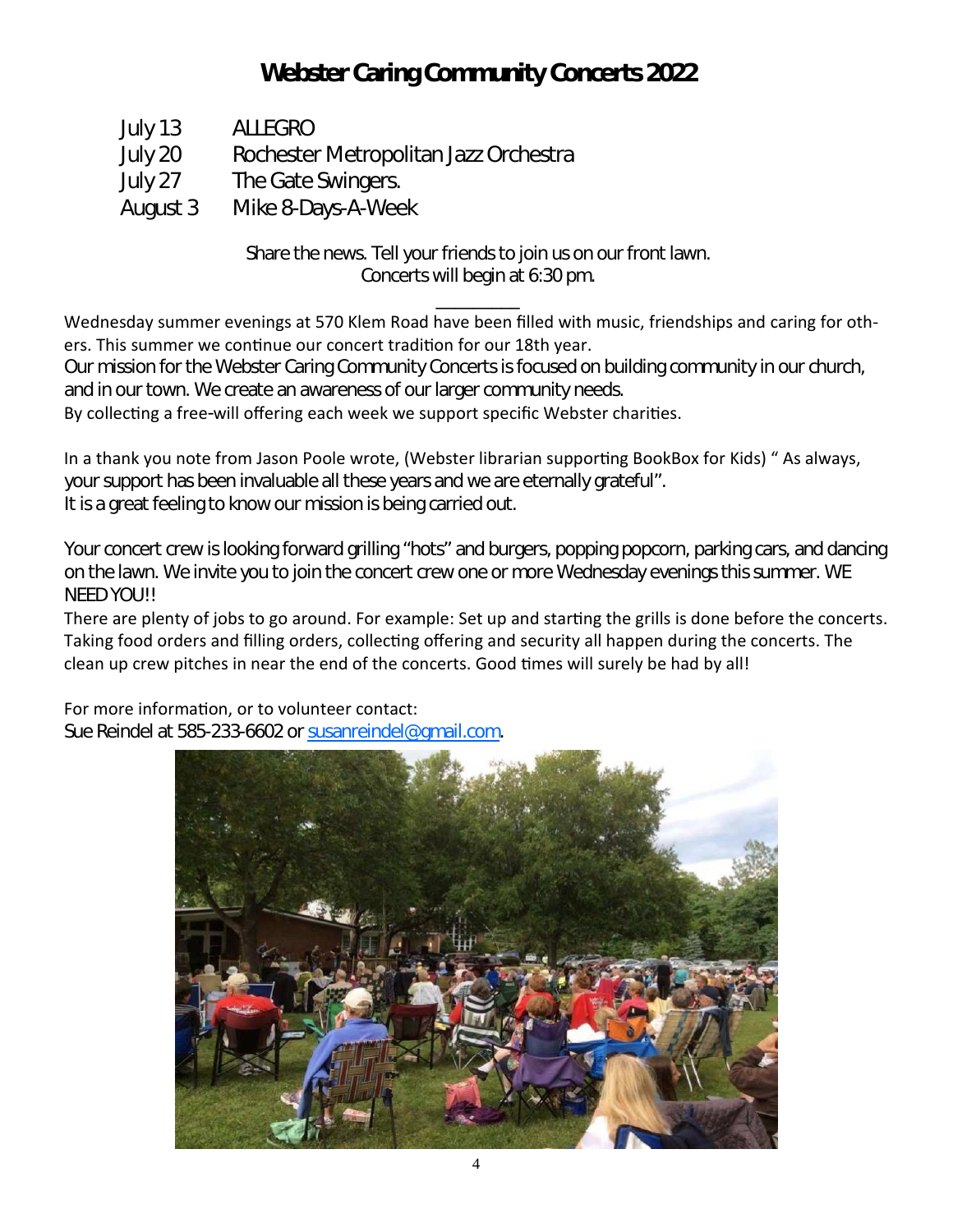# Webster Caring Community Concerts 2022

| | |
|---|---|
| July 13 | ALLEGRO |
| July 20 | Rochester Metropolitan Jazz Orchestra |
| July 27 | The Gate Swingers. |
| August 3 | Mike 8-Days-A-Week |

Share the news. Tell your friends to join us on our front lawn.
Concerts will begin at 6:30 pm.

---

Wednesday summer evenings at 570 Klem Road have been filled with music, friendships and caring for others. This summer we continue our concert tradition for our 18th year.
Our mission for the Webster Caring Community Concerts is focused on building community in our church, and in our town. We create an awareness of our larger community needs.
By collecting a free-will offering each week we support specific Webster charities.

In a thank you note from Jason Poole wrote, (Webster librarian supporting BookBox for Kids) " As always, your support has been invaluable all these years and we are eternally grateful".
It is a great feeling to know our mission is being carried out.

Your concert crew is looking forward grilling "hots" and burgers, popping popcorn, parking cars, and dancing on the lawn. We invite you to join the concert crew one or more Wednesday evenings this summer. WE NEED YOU!!
There are plenty of jobs to go around. For example: Set up and starting the grills is done before the concerts. Taking food orders and filling orders, collecting offering and security all happen during the concerts. The clean up crew pitches in near the end of the concerts. Good times will surely be had by all!

For more information, or to volunteer contact:
Sue Reindel at 585-233-6602 or susanreindel@gmail.com.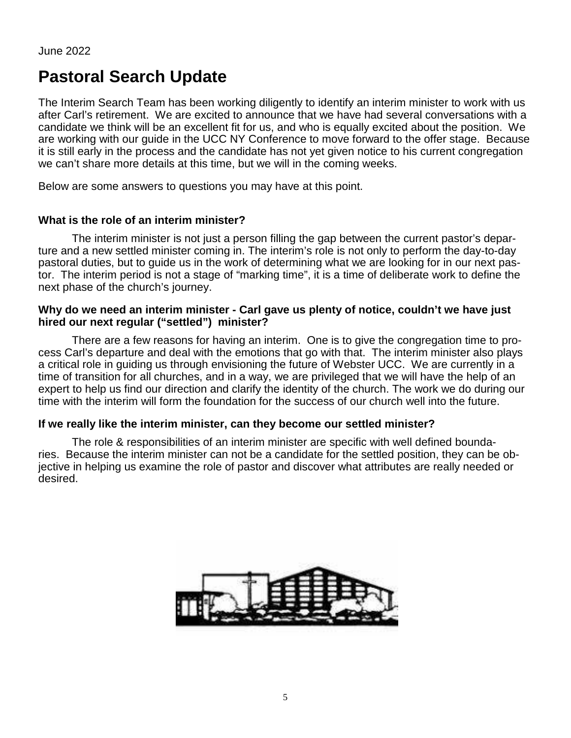June 2022

# Pastoral Search Update

The Interim Search Team has been working diligently to identify an interim minister to work with us after Carl's retirement. We are excited to announce that we have had several conversations with a candidate we think will be an excellent fit for us, and who is equally excited about the position. We are working with our guide in the UCC NY Conference to move forward to the offer stage. Because it is still early in the process and the candidate has not yet given notice to his current congregation we can't share more details at this time, but we will in the coming weeks.

Below are some answers to questions you may have at this point.

**What is the role of an interim minister?**

The interim minister is not just a person filling the gap between the current pastor's departure and a new settled minister coming in. The interim's role is not only to perform the day-to-day pastoral duties, but to guide us in the work of determining what we are looking for in our next pastor. The interim period is not a stage of "marking time", it is a time of deliberate work to define the next phase of the church's journey.

**Why do we need an interim minister - Carl gave us plenty of notice, couldn't we have just hired our next regular ("settled") minister?**

There are a few reasons for having an interim. One is to give the congregation time to process Carl's departure and deal with the emotions that go with that. The interim minister also plays a critical role in guiding us through envisioning the future of Webster UCC. We are currently in a time of transition for all churches, and in a way, we are privileged that we will have the help of an expert to help us find our direction and clarify the identity of the church. The work we do during our time with the interim will form the foundation for the success of our church well into the future.

**If we really like the interim minister, can they become our settled minister?**

The role & responsibilities of an interim minister are specific with well defined boundaries. Because the interim minister can not be a candidate for the settled position, they can be objective in helping us examine the role of pastor and discover what attributes are really needed or desired.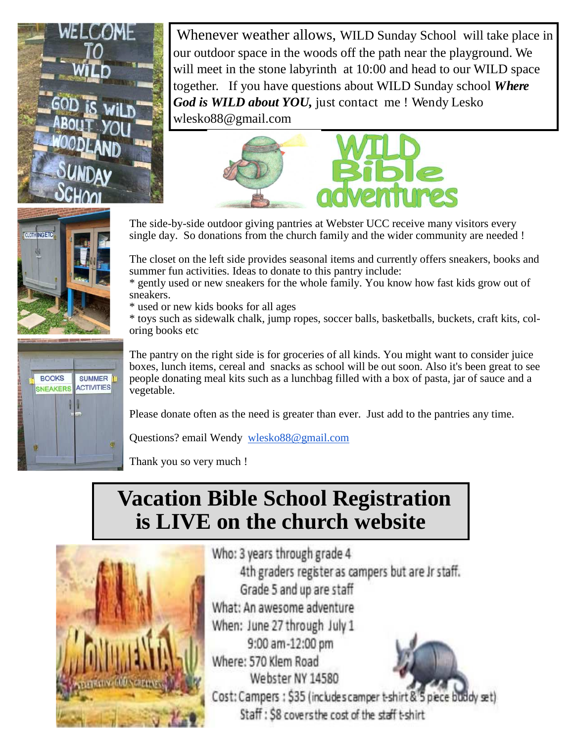Whenever weather allows, WILD Sunday School will take place in our outdoor space in the woods off the path near the playground. We will meet in the stone labyrinth at 10:00 and head to our WILD space together. If you have questions about WILD Sunday school ***Where God is WILD about YOU,*** just contact me ! Wendy Lesko wlesko88@gmail.com

The side-by-side outdoor giving pantries at Webster UCC receive many visitors every single day. So donations from the church family and the wider community are needed !

The closet on the left side provides seasonal items and currently offers sneakers, books and summer fun activities. Ideas to donate to this pantry include:

* gently used or new sneakers for the whole family. You know how fast kids grow out of sneakers.
* used or new kids books for all ages
* toys such as sidewalk chalk, jump ropes, soccer balls, basketballs, buckets, craft kits, coloring books etc

The pantry on the right side is for groceries of all kinds. You might want to consider juice boxes, lunch items, cereal and snacks as school will be out soon. Also it's been great to see people donating meal kits such as a lunchbag filled with a box of pasta, jar of sauce and a vegetable.

Please donate often as the need is greater than ever. Just add to the pantries any time.

Questions? email Wendy wlesko88@gmail.com

Thank you so very much !

# Vacation Bible School Registration is LIVE on the church website

Who: 3 years through grade 4
4th graders register as campers but are Jr staff.
Grade 5 and up are staff

What: An awesome adventure

When: June 27 through July 1
9:00 am-12:00 pm

Where: 570 Klem Road
Webster NY 14580

Cost: Campers : $35 (includes camper t-shirt & 5 piece buddy set)
Staff : $8 covers the cost of the staff t-shirt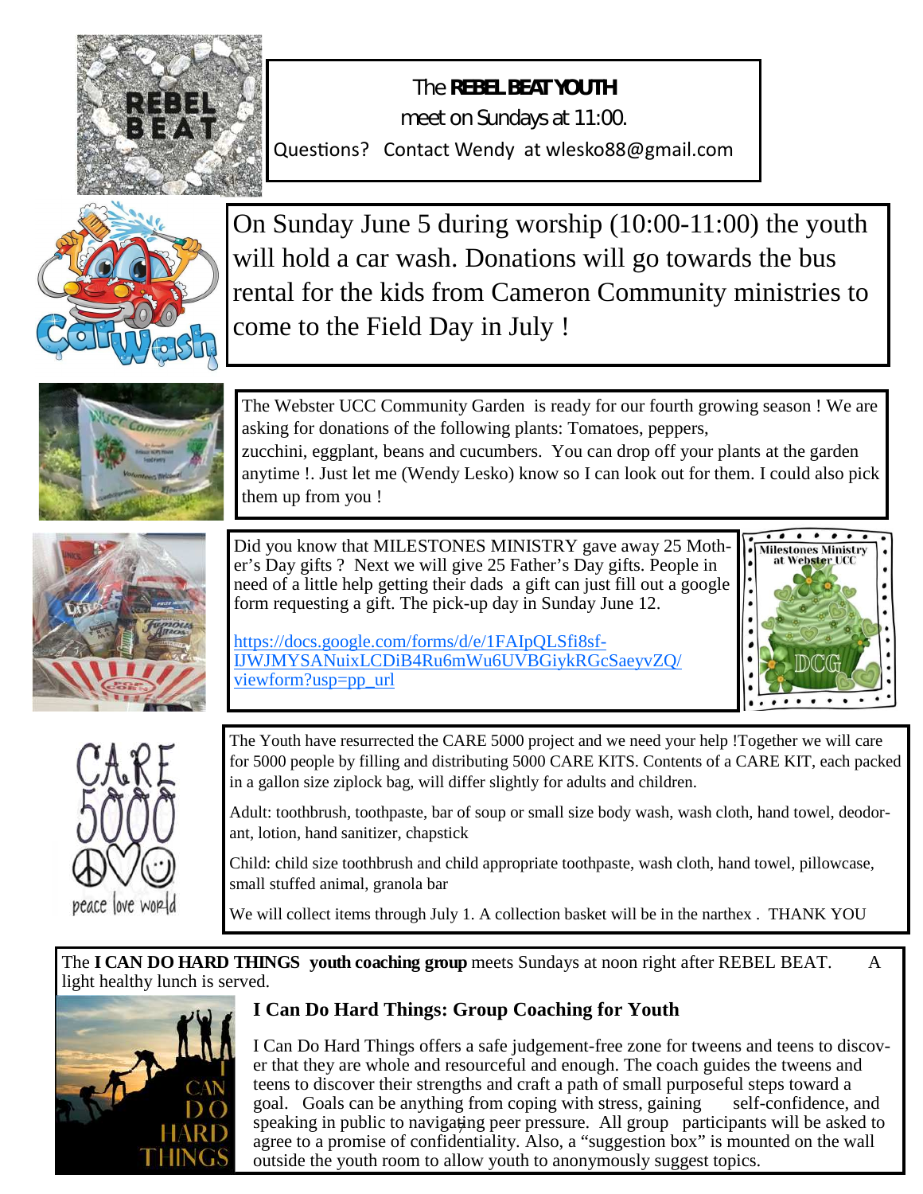The **REBEL BEAT YOUTH**
meet on Sundays at 11:00.
Questions? Contact Wendy at wlesko88@gmail.com

On Sunday June 5 during worship (10:00-11:00) the youth will hold a car wash. Donations will go towards the bus rental for the kids from Cameron Community ministries to come to the Field Day in July !

The Webster UCC Community Garden is ready for our fourth growing season ! We are asking for donations of the following plants: Tomatoes, peppers, zucchini, eggplant, beans and cucumbers. You can drop off your plants at the garden anytime !. Just let me (Wendy Lesko) know so I can look out for them. I could also pick them up from you !

Did you know that MILESTONES MINISTRY gave away 25 Mother's Day gifts ? Next we will give 25 Father's Day gifts. People in need of a little help getting their dads a gift can just fill out a google form requesting a gift. The pick-up day in Sunday June 12.

https://docs.google.com/forms/d/e/1FAIpQLSfi8sf-IJWJMYSANuixLCDiB4Ru6mWu6UVBGiykRGcSaeyvZQ/viewform?usp=pp_url

The Youth have resurrected the CARE 5000 project and we need your help !Together we will care for 5000 people by filling and distributing 5000 CARE KITS. Contents of a CARE KIT, each packed in a gallon size ziplock bag, will differ slightly for adults and children.

Adult: toothbrush, toothpaste, bar of soup or small size body wash, wash cloth, hand towel, deodorant, lotion, hand sanitizer, chapstick

Child: child size toothbrush and child appropriate toothpaste, wash cloth, hand towel, pillowcase, small stuffed animal, granola bar

We will collect items through July 1. A collection basket will be in the narthex . THANK YOU

The **I CAN DO HARD THINGS youth coaching group** meets Sundays at noon right after REBEL BEAT. A light healthy lunch is served.

**I Can Do Hard Things: Group Coaching for Youth**

I Can Do Hard Things offers a safe judgement-free zone for tweens and teens to discover that they are whole and resourceful and enough. The coach guides the tweens and teens to discover their strengths and craft a path of small purposeful steps toward a goal. Goals can be anything from coping with stress, gaining self-confidence, and speaking in public to navigating peer pressure. All group participants will be asked to agree to a promise of confidentiality. Also, a "suggestion box" is mounted on the wall outside the youth room to allow youth to anonymously suggest topics.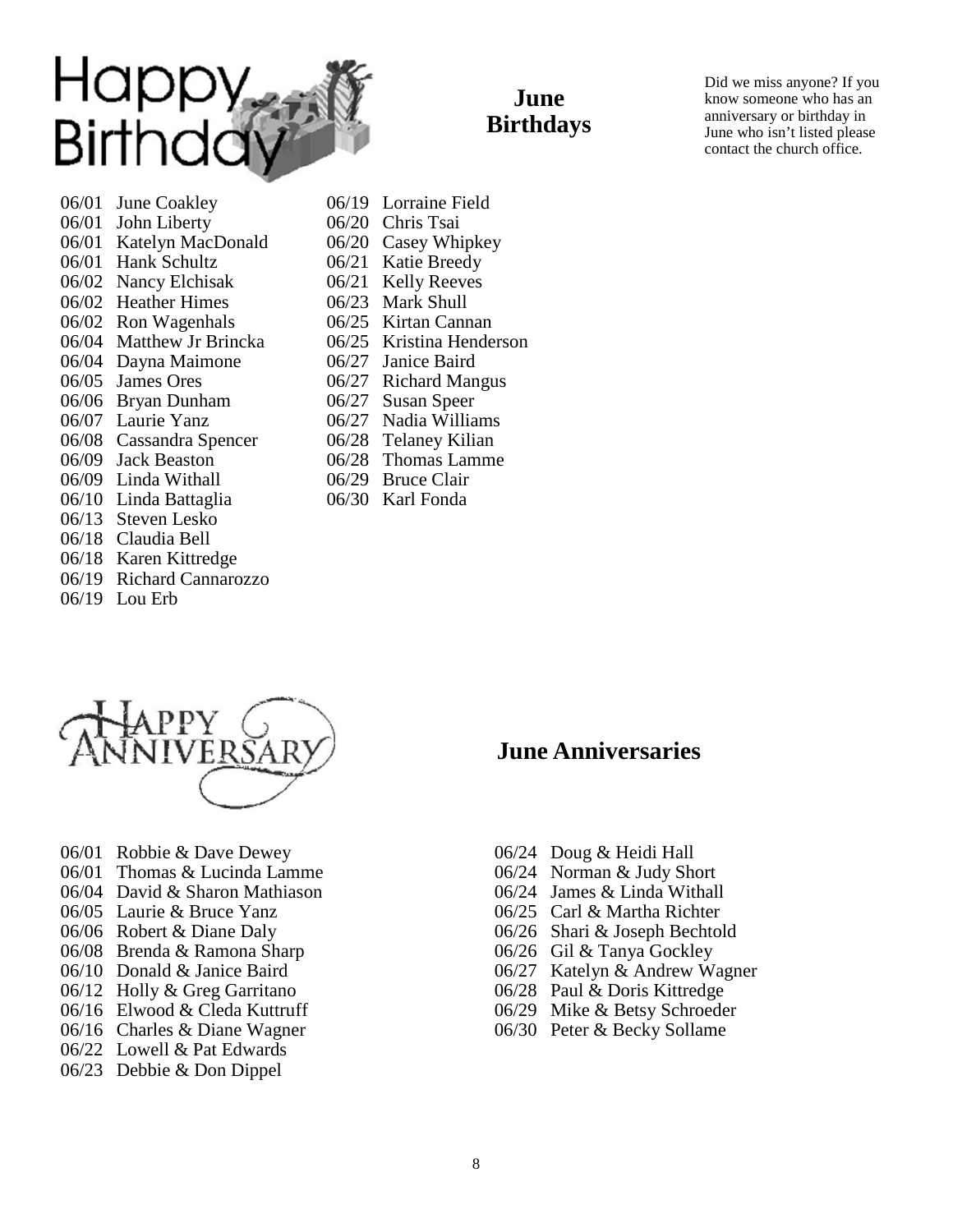## June Birthdays

Did we miss anyone? If you know someone who has an anniversary or birthday in June who isn't listed please contact the church office.

06/01 June Coakley
06/01 John Liberty
06/01 Katelyn MacDonald
06/01 Hank Schultz
06/02 Nancy Elchisak
06/02 Heather Himes
06/02 Ron Wagenhals
06/04 Matthew Jr Brincka
06/04 Dayna Maimone
06/05 James Ores
06/06 Bryan Dunham
06/07 Laurie Yanz
06/08 Cassandra Spencer
06/09 Jack Beaston
06/09 Linda Withall
06/10 Linda Battaglia
06/13 Steven Lesko
06/18 Claudia Bell
06/18 Karen Kittredge
06/19 Richard Cannarozzo
06/19 Lou Erb
06/19 Lorraine Field
06/20 Chris Tsai
06/20 Casey Whipkey
06/21 Katie Breedy
06/21 Kelly Reeves
06/23 Mark Shull
06/25 Kirtan Cannan
06/25 Kristina Henderson
06/27 Janice Baird
06/27 Richard Mangus
06/27 Susan Speer
06/27 Nadia Williams
06/28 Telaney Kilian
06/28 Thomas Lamme
06/29 Bruce Clair
06/30 Karl Fonda

## June Anniversaries

06/01 Robbie & Dave Dewey
06/01 Thomas & Lucinda Lamme
06/04 David & Sharon Mathiason
06/05 Laurie & Bruce Yanz
06/06 Robert & Diane Daly
06/08 Brenda & Ramona Sharp
06/10 Donald & Janice Baird
06/12 Holly & Greg Garritano
06/16 Elwood & Cleda Kuttruff
06/16 Charles & Diane Wagner
06/22 Lowell & Pat Edwards
06/23 Debbie & Don Dippel
06/24 Doug & Heidi Hall
06/24 Norman & Judy Short
06/24 James & Linda Withall
06/25 Carl & Martha Richter
06/26 Shari & Joseph Bechtold
06/26 Gil & Tanya Gockley
06/27 Katelyn & Andrew Wagner
06/28 Paul & Doris Kittredge
06/29 Mike & Betsy Schroeder
06/30 Peter & Becky Sollame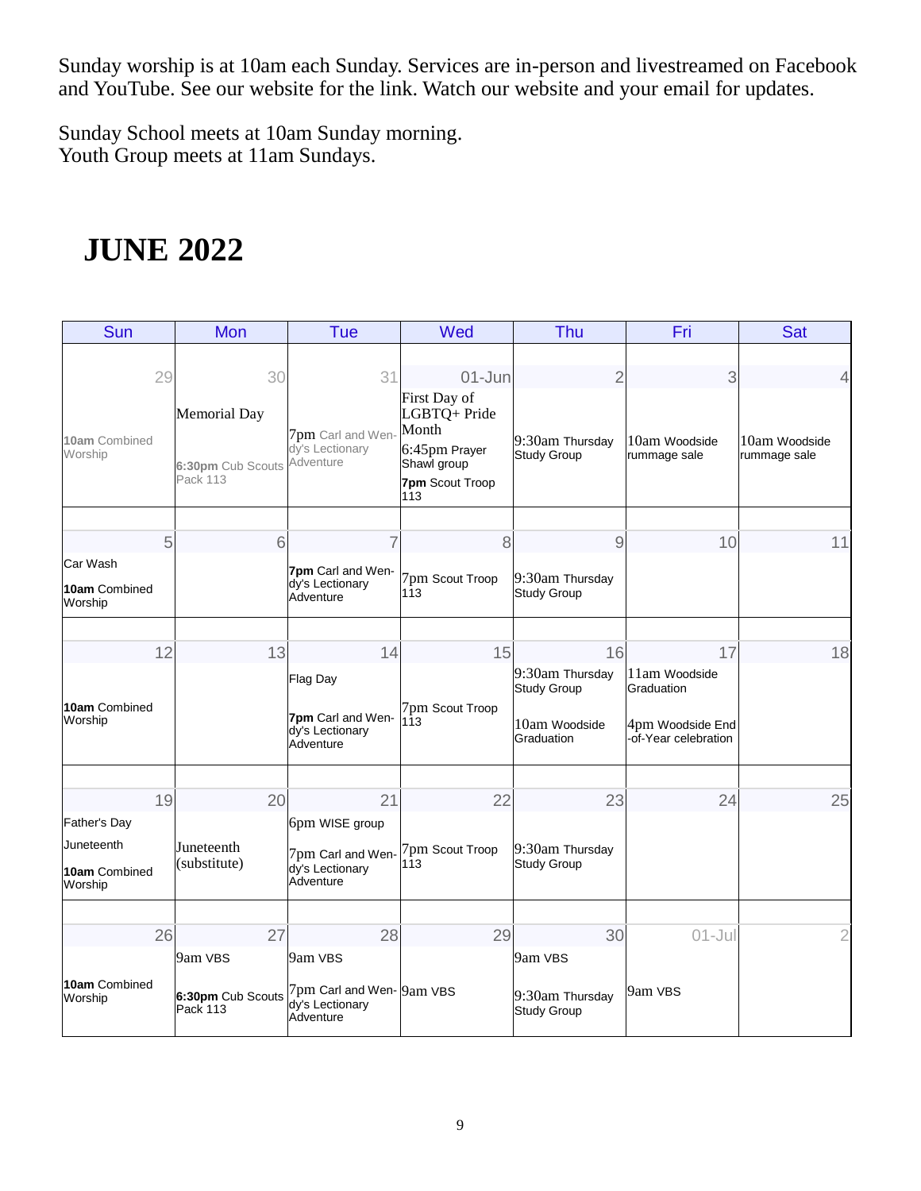Sunday worship is at 10am each Sunday. Services are in-person and livestreamed on Facebook and YouTube. See our website for the link. Watch our website and your email for updates.

Sunday School meets at 10am Sunday morning.
Youth Group meets at 11am Sundays.

# JUNE 2022

| Sun | Mon | Tue | Wed | Thu | Fri | Sat |
|---|---|---|---|---|---|---|
| 29<br>**10am** Combined Worship | 30<br>Memorial Day<br>**6:30pm** Cub Scouts Pack 113 | 31<br>7pm Carl and Wendy's Lectionary Adventure | 01-Jun<br>First Day of LGBTQ+ Pride Month<br>6:45pm Prayer Shawl group<br>**7pm** Scout Troop 113 | 2<br>9:30am Thursday Study Group | 3<br>10am Woodside rummage sale | 4<br>10am Woodside rummage sale |
| 5<br>Car Wash<br>**10am** Combined Worship | 6 | 7<br>**7pm** Carl and Wendy's Lectionary Adventure | 8<br>7pm Scout Troop 113 | 9<br>9:30am Thursday Study Group | 10 | 11 |
| 12<br>**10am** Combined Worship | 13 | 14<br>Flag Day<br>**7pm** Carl and Wendy's Lectionary Adventure | 15<br>7pm Scout Troop 113 | 16<br>9:30am Thursday Study Group<br>10am Woodside Graduation | 17<br>11am Woodside Graduation<br>4pm Woodside End-of-Year celebration | 18 |
| 19<br>Father's Day<br>Juneteenth<br>**10am** Combined Worship | 20<br>Juneteenth (substitute) | 21<br>6pm WISE group<br>7pm Carl and Wendy's Lectionary Adventure | 22<br>7pm Scout Troop 113 | 23<br>9:30am Thursday Study Group | 24 | 25 |
| 26<br>**10am** Combined Worship | 27<br>9am VBS<br>**6:30pm** Cub Scouts Pack 113 | 28<br>9am VBS<br>7pm Carl and Wendy's Lectionary Adventure | 29<br>9am VBS | 30<br>9am VBS<br>9:30am Thursday Study Group | 01-Jul<br>9am VBS | 2 |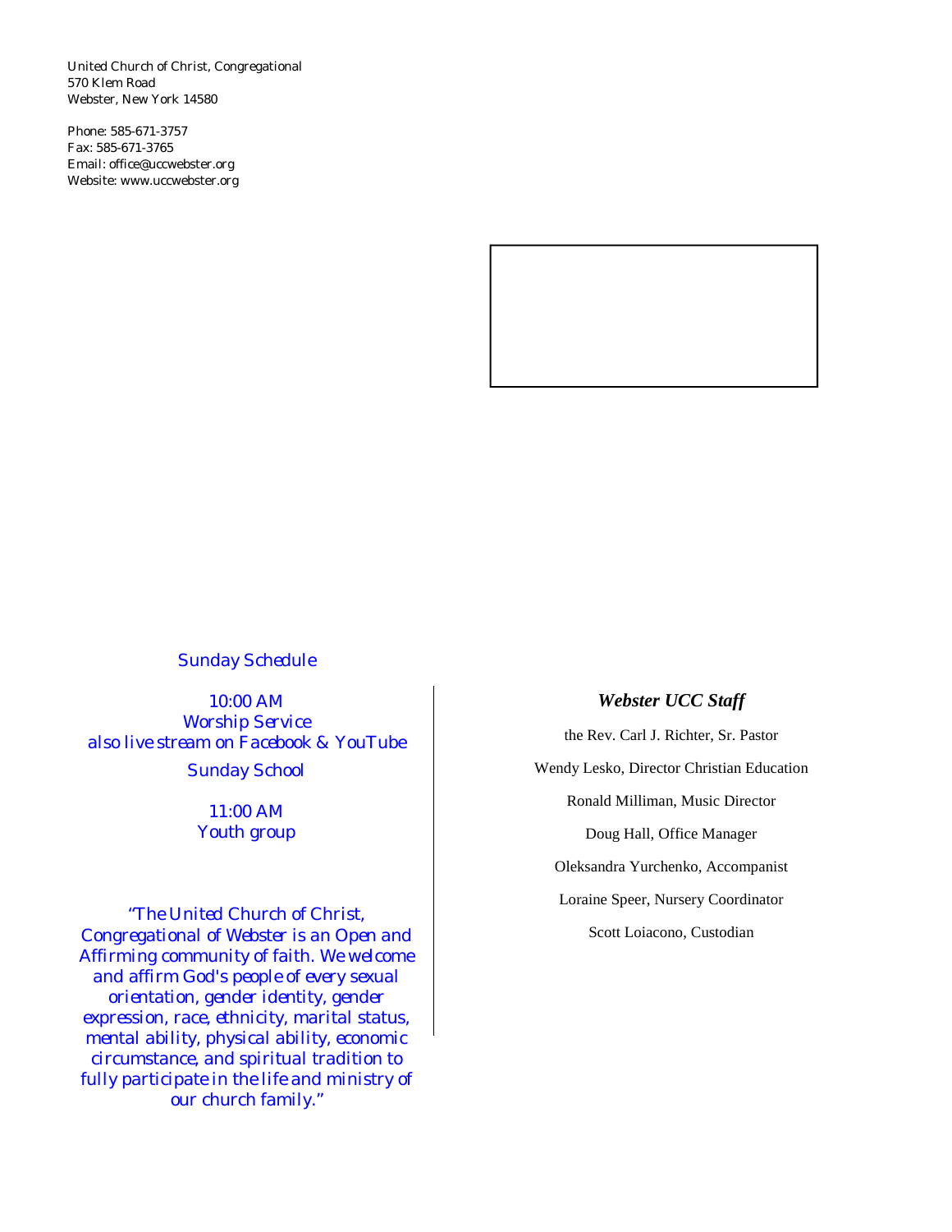United Church of Christ, Congregational
570 Klem Road
Webster, New York 14580

Phone: 585-671-3757
Fax: 585-671-3765
Email: office@uccwebster.org
Website: www.uccwebster.org

## Sunday Schedule

10:00 AM
Worship Service
also live stream on Facebook & YouTube

Sunday School

11:00 AM
Youth group

*"The United Church of Christ, Congregational of Webster is an Open and Affirming community of faith. We welcome and affirm God's people of every sexual orientation, gender identity, gender expression, race, ethnicity, marital status, mental ability, physical ability, economic circumstance, and spiritual tradition to fully participate in the life and ministry of our church family."*

### *Webster UCC Staff*

the Rev. Carl J. Richter, Sr. Pastor

Wendy Lesko, Director Christian Education

Ronald Milliman, Music Director

Doug Hall, Office Manager

Oleksandra Yurchenko, Accompanist

Loraine Speer, Nursery Coordinator

Scott Loiacono, Custodian